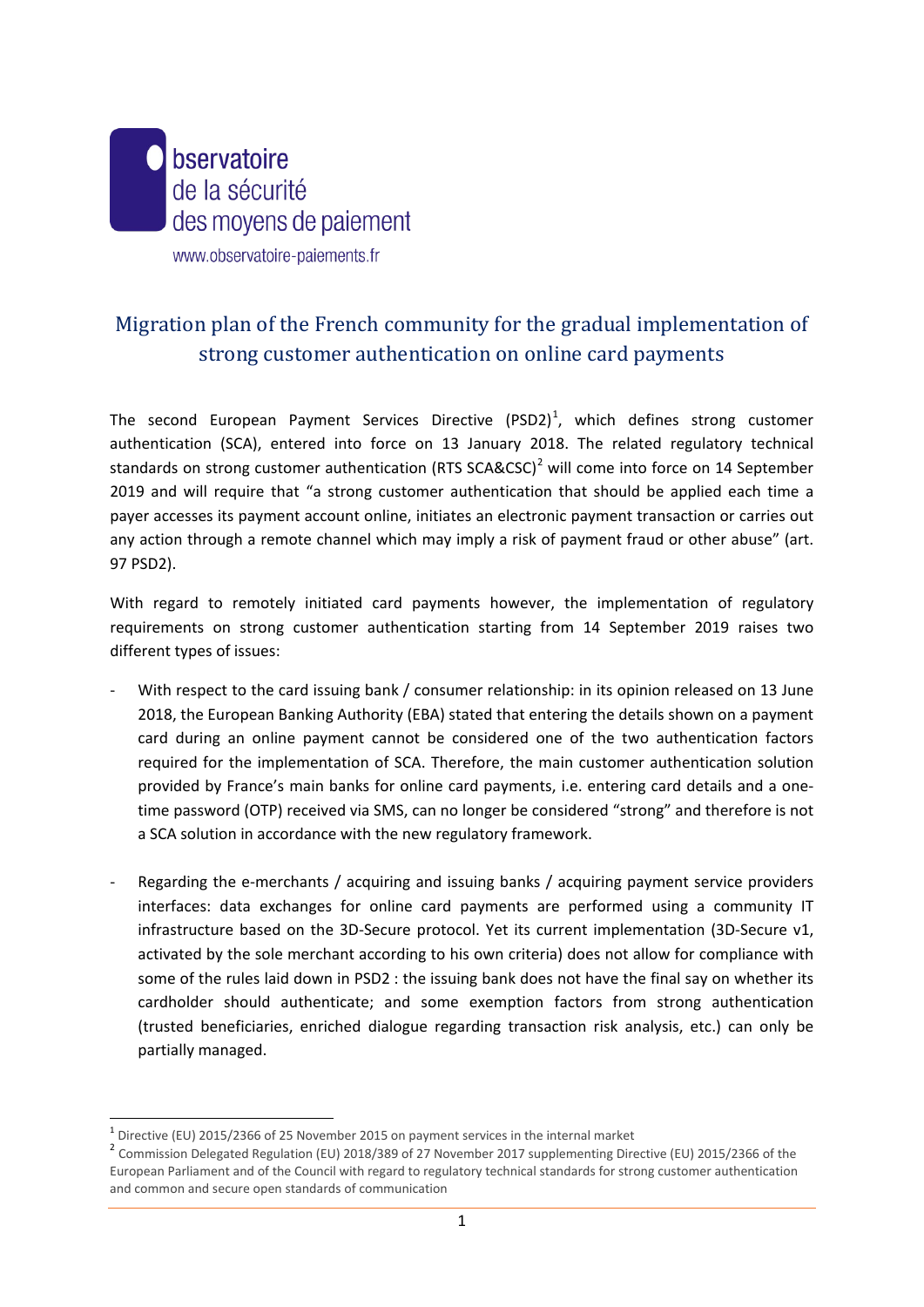Observatoire
de la sécurité
des moyens de paiement

www.observatoire-paiements.fr

# Migration plan of the French community for the gradual implementation of strong customer authentication on online card payments

The second European Payment Services Directive (PSD2)[1], which defines strong customer authentication (SCA), entered into force on 13 January 2018. The related regulatory technical standards on strong customer authentication (RTS SCA&CSC)[2] will come into force on 14 September 2019 and will require that "a strong customer authentication that should be applied each time a payer accesses its payment account online, initiates an electronic payment transaction or carries out any action through a remote channel which may imply a risk of payment fraud or other abuse" (art. 97 PSD2).

With regard to remotely initiated card payments however, the implementation of regulatory requirements on strong customer authentication starting from 14 September 2019 raises two different types of issues:

- With respect to the card issuing bank / consumer relationship: in its opinion released on 13 June 2018, the European Banking Authority (EBA) stated that entering the details shown on a payment card during an online payment cannot be considered one of the two authentication factors required for the implementation of SCA. Therefore, the main customer authentication solution provided by France's main banks for online card payments, i.e. entering card details and a one-time password (OTP) received via SMS, can no longer be considered "strong" and therefore is not a SCA solution in accordance with the new regulatory framework.

- Regarding the e-merchants / acquiring and issuing banks / acquiring payment service providers interfaces: data exchanges for online card payments are performed using a community IT infrastructure based on the 3D-Secure protocol. Yet its current implementation (3D-Secure v1, activated by the sole merchant according to his own criteria) does not allow for compliance with some of the rules laid down in PSD2 : the issuing bank does not have the final say on whether its cardholder should authenticate; and some exemption factors from strong authentication (trusted beneficiaries, enriched dialogue regarding transaction risk analysis, etc.) can only be partially managed.

[1] Directive (EU) 2015/2366 of 25 November 2015 on payment services in the internal market

[2] Commission Delegated Regulation (EU) 2018/389 of 27 November 2017 supplementing Directive (EU) 2015/2366 of the European Parliament and of the Council with regard to regulatory technical standards for strong customer authentication and common and secure open standards of communication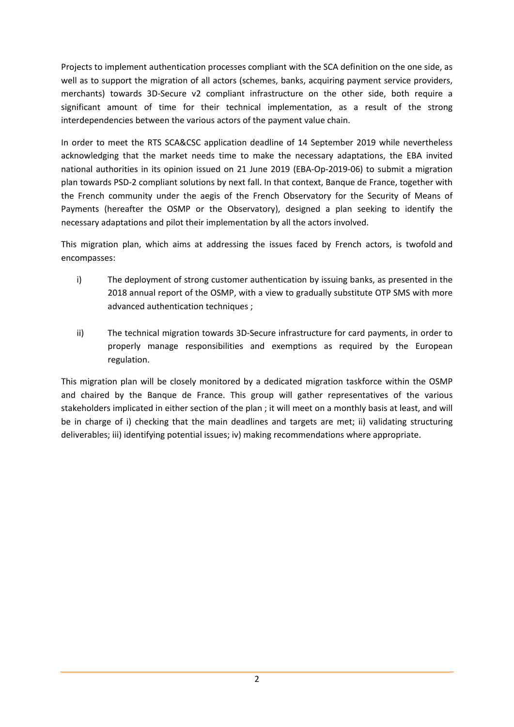Projects to implement authentication processes compliant with the SCA definition on the one side, as well as to support the migration of all actors (schemes, banks, acquiring payment service providers, merchants) towards 3D-Secure v2 compliant infrastructure on the other side, both require a significant amount of time for their technical implementation, as a result of the strong interdependencies between the various actors of the payment value chain.

In order to meet the RTS SCA&CSC application deadline of 14 September 2019 while nevertheless acknowledging that the market needs time to make the necessary adaptations, the EBA invited national authorities in its opinion issued on 21 June 2019 (EBA-Op-2019-06) to submit a migration plan towards PSD-2 compliant solutions by next fall. In that context, Banque de France, together with the French community under the aegis of the French Observatory for the Security of Means of Payments (hereafter the OSMP or the Observatory), designed a plan seeking to identify the necessary adaptations and pilot their implementation by all the actors involved.

This migration plan, which aims at addressing the issues faced by French actors, is twofold and encompasses:

i) The deployment of strong customer authentication by issuing banks, as presented in the 2018 annual report of the OSMP, with a view to gradually substitute OTP SMS with more advanced authentication techniques ;

ii) The technical migration towards 3D-Secure infrastructure for card payments, in order to properly manage responsibilities and exemptions as required by the European regulation.

This migration plan will be closely monitored by a dedicated migration taskforce within the OSMP and chaired by the Banque de France. This group will gather representatives of the various stakeholders implicated in either section of the plan ; it will meet on a monthly basis at least, and will be in charge of i) checking that the main deadlines and targets are met; ii) validating structuring deliverables; iii) identifying potential issues; iv) making recommendations where appropriate.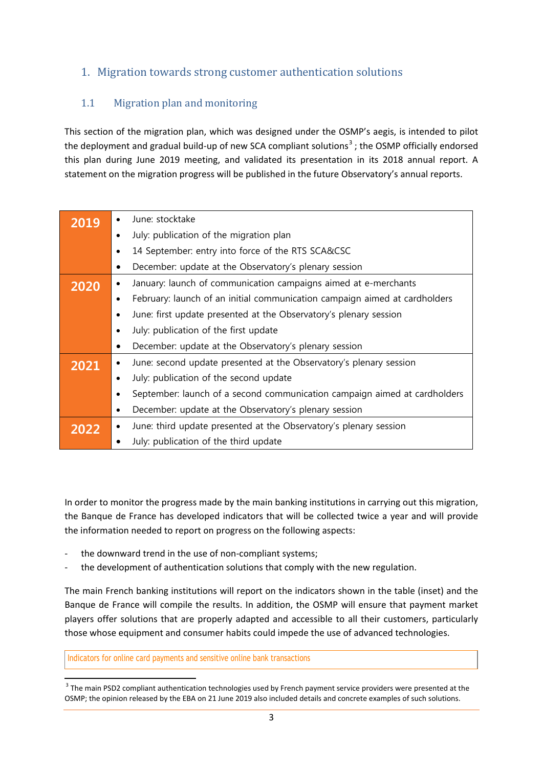## 1. Migration towards strong customer authentication solutions

### 1.1 Migration plan and monitoring

This section of the migration plan, which was designed under the OSMP's aegis, is intended to pilot the deployment and gradual build-up of new SCA compliant solutions[3]; the OSMP officially endorsed this plan during June 2019 meeting, and validated its presentation in its 2018 annual report. A statement on the migration progress will be published in the future Observatory's annual reports.

| Year | Milestones |
|---|---|
| **2019** | • June: stocktake<br>• July: publication of the migration plan<br>• 14 September: entry into force of the RTS SCA&CSC<br>• December: update at the Observatory's plenary session |
| **2020** | • January: launch of communication campaigns aimed at e-merchants<br>• February: launch of an initial communication campaign aimed at cardholders<br>• June: first update presented at the Observatory's plenary session<br>• July: publication of the first update<br>• December: update at the Observatory's plenary session |
| **2021** | • June: second update presented at the Observatory's plenary session<br>• July: publication of the second update<br>• September: launch of a second communication campaign aimed at cardholders<br>• December: update at the Observatory's plenary session |
| **2022** | • June: third update presented at the Observatory's plenary session<br>• July: publication of the third update |

In order to monitor the progress made by the main banking institutions in carrying out this migration, the Banque de France has developed indicators that will be collected twice a year and will provide the information needed to report on progress on the following aspects:

- the downward trend in the use of non-compliant systems;
- the development of authentication solutions that comply with the new regulation.

The main French banking institutions will report on the indicators shown in the table (inset) and the Banque de France will compile the results. In addition, the OSMP will ensure that payment market players offer solutions that are properly adapted and accessible to all their customers, particularly those whose equipment and consumer habits could impede the use of advanced technologies.

Indicators for online card payments and sensitive online bank transactions

[3] The main PSD2 compliant authentication technologies used by French payment service providers were presented at the OSMP; the opinion released by the EBA on 21 June 2019 also included details and concrete examples of such solutions.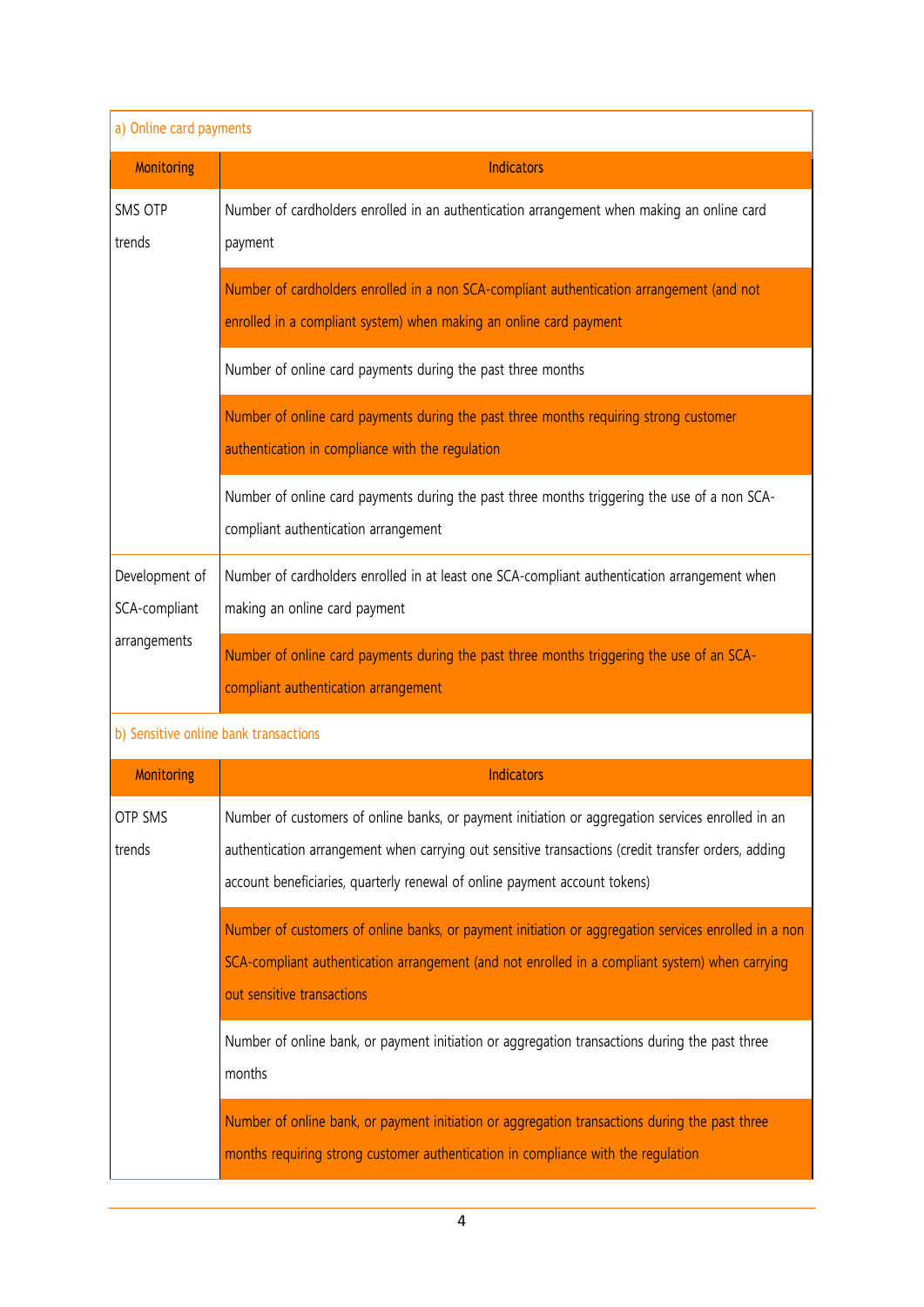| a) Online card payments | |
|---|---|
| **Monitoring** | **Indicators** |
| SMS OTP trends | Number of cardholders enrolled in an authentication arrangement when making an online card payment |
| | Number of cardholders enrolled in a non SCA-compliant authentication arrangement (and not enrolled in a compliant system) when making an online card payment |
| | Number of online card payments during the past three months |
| | Number of online card payments during the past three months requiring strong customer authentication in compliance with the regulation |
| | Number of online card payments during the past three months triggering the use of a non SCA-compliant authentication arrangement |
| Development of SCA-compliant arrangements | Number of cardholders enrolled in at least one SCA-compliant authentication arrangement when making an online card payment |
| | Number of online card payments during the past three months triggering the use of an SCA-compliant authentication arrangement |

| b) Sensitive online bank transactions | |
|---|---|
| **Monitoring** | **Indicators** |
| OTP SMS trends | Number of customers of online banks, or payment initiation or aggregation services enrolled in an authentication arrangement when carrying out sensitive transactions (credit transfer orders, adding account beneficiaries, quarterly renewal of online payment account tokens) |
| | Number of customers of online banks, or payment initiation or aggregation services enrolled in a non SCA-compliant authentication arrangement (and not enrolled in a compliant system) when carrying out sensitive transactions |
| | Number of online bank, or payment initiation or aggregation transactions during the past three months |
| | Number of online bank, or payment initiation or aggregation transactions during the past three months requiring strong customer authentication in compliance with the regulation |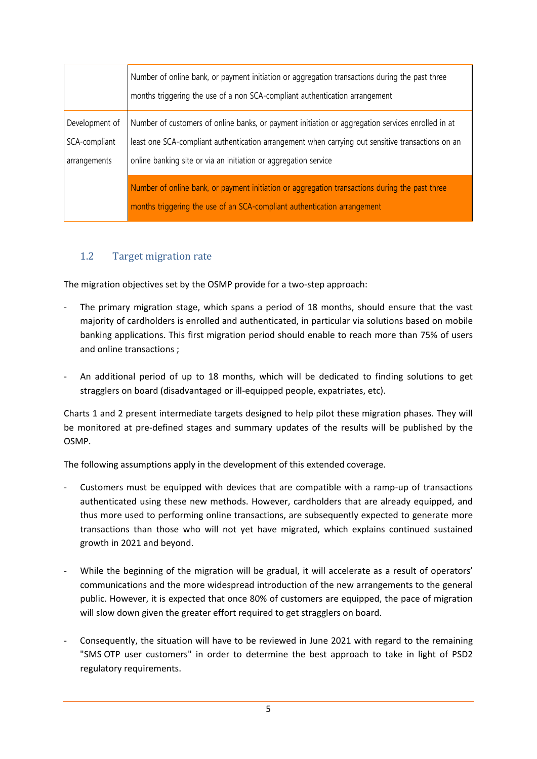|  |  |
|---|---|
|  | Number of online bank, or payment initiation or aggregation transactions during the past three months triggering the use of a non SCA-compliant authentication arrangement |
| Development of SCA-compliant arrangements | Number of customers of online banks, or payment initiation or aggregation services enrolled in at least one SCA-compliant authentication arrangement when carrying out sensitive transactions on an online banking site or via an initiation or aggregation service |
|  | Number of online bank, or payment initiation or aggregation transactions during the past three months triggering the use of an SCA-compliant authentication arrangement |

## 1.2 Target migration rate

The migration objectives set by the OSMP provide for a two-step approach:

- The primary migration stage, which spans a period of 18 months, should ensure that the vast majority of cardholders is enrolled and authenticated, in particular via solutions based on mobile banking applications. This first migration period should enable to reach more than 75% of users and online transactions ;
- An additional period of up to 18 months, which will be dedicated to finding solutions to get stragglers on board (disadvantaged or ill-equipped people, expatriates, etc).

Charts 1 and 2 present intermediate targets designed to help pilot these migration phases. They will be monitored at pre-defined stages and summary updates of the results will be published by the OSMP.

The following assumptions apply in the development of this extended coverage.

- Customers must be equipped with devices that are compatible with a ramp-up of transactions authenticated using these new methods. However, cardholders that are already equipped, and thus more used to performing online transactions, are subsequently expected to generate more transactions than those who will not yet have migrated, which explains continued sustained growth in 2021 and beyond.
- While the beginning of the migration will be gradual, it will accelerate as a result of operators' communications and the more widespread introduction of the new arrangements to the general public. However, it is expected that once 80% of customers are equipped, the pace of migration will slow down given the greater effort required to get stragglers on board.
- Consequently, the situation will have to be reviewed in June 2021 with regard to the remaining "SMS OTP user customers" in order to determine the best approach to take in light of PSD2 regulatory requirements.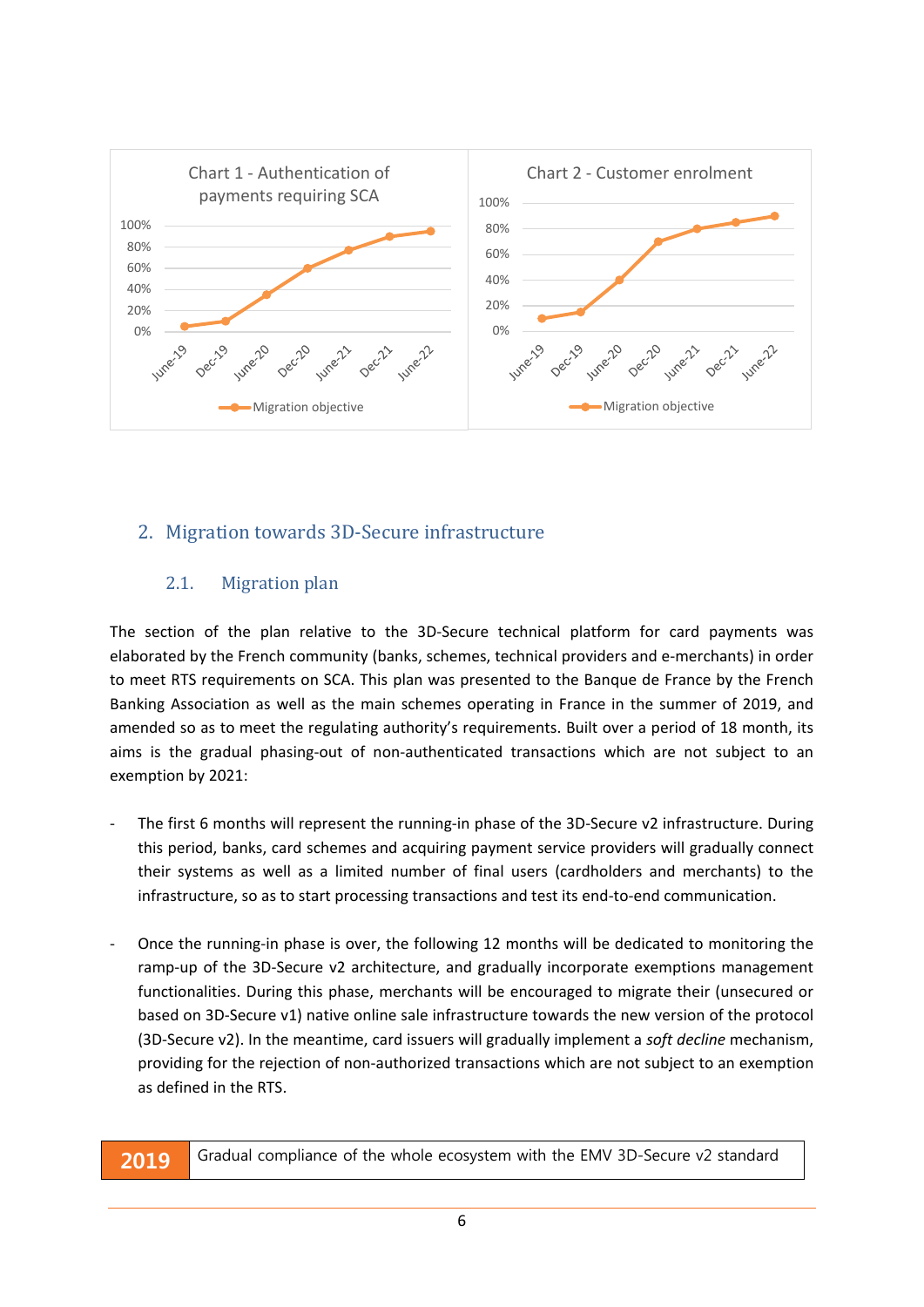Chart 1 - Authentication of payments requiring SCA

Chart 2 - Customer enrolment

## 2. Migration towards 3D-Secure infrastructure

### 2.1. Migration plan

The section of the plan relative to the 3D-Secure technical platform for card payments was elaborated by the French community (banks, schemes, technical providers and e-merchants) in order to meet RTS requirements on SCA. This plan was presented to the Banque de France by the French Banking Association as well as the main schemes operating in France in the summer of 2019, and amended so as to meet the regulating authority's requirements. Built over a period of 18 month, its aims is the gradual phasing-out of non-authenticated transactions which are not subject to an exemption by 2021:

- The first 6 months will represent the running-in phase of the 3D-Secure v2 infrastructure. During this period, banks, card schemes and acquiring payment service providers will gradually connect their systems as well as a limited number of final users (cardholders and merchants) to the infrastructure, so as to start processing transactions and test its end-to-end communication.

- Once the running-in phase is over, the following 12 months will be dedicated to monitoring the ramp-up of the 3D-Secure v2 architecture, and gradually incorporate exemptions management functionalities. During this phase, merchants will be encouraged to migrate their (unsecured or based on 3D-Secure v1) native online sale infrastructure towards the new version of the protocol (3D-Secure v2). In the meantime, card issuers will gradually implement a *soft decline* mechanism, providing for the rejection of non-authorized transactions which are not subject to an exemption as defined in the RTS.

| 2019 | Gradual compliance of the whole ecosystem with the EMV 3D-Secure v2 standard |
|---|---|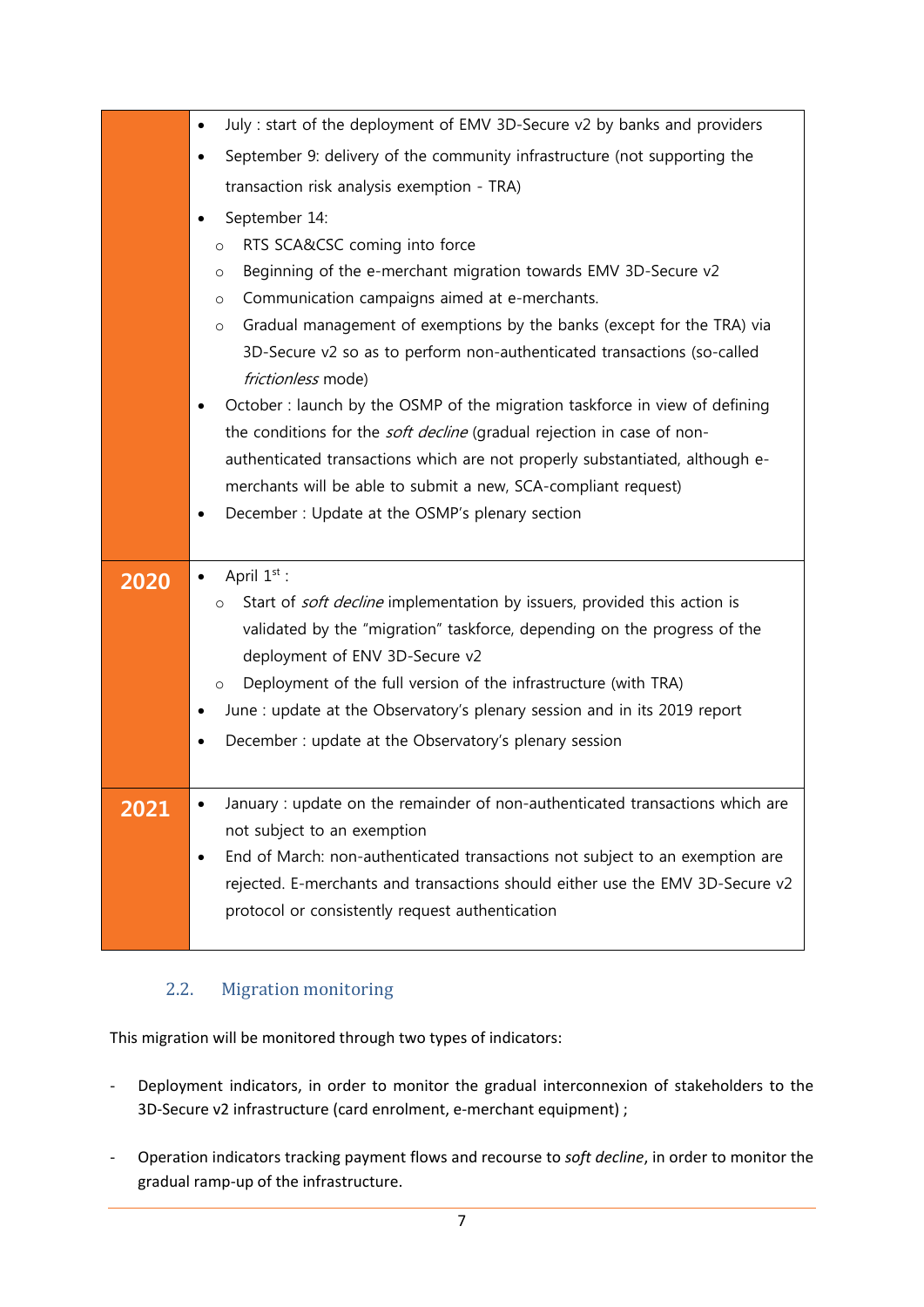| | |
|---|---|
| | • July : start of the deployment of EMV 3D-Secure v2 by banks and providers<br>• September 9: delivery of the community infrastructure (not supporting the transaction risk analysis exemption - TRA)<br>• September 14:<br>  ○ RTS SCA&CSC coming into force<br>  ○ Beginning of the e-merchant migration towards EMV 3D-Secure v2<br>  ○ Communication campaigns aimed at e-merchants.<br>  ○ Gradual management of exemptions by the banks (except for the TRA) via 3D-Secure v2 so as to perform non-authenticated transactions (so-called *frictionless* mode)<br>• October : launch by the OSMP of the migration taskforce in view of defining the conditions for the *soft decline* (gradual rejection in case of non-authenticated transactions which are not properly substantiated, although e-merchants will be able to submit a new, SCA-compliant request)<br>• December : Update at the OSMP's plenary section |
| **2020** | • April 1st :<br>  ○ Start of *soft decline* implementation by issuers, provided this action is validated by the "migration" taskforce, depending on the progress of the deployment of ENV 3D-Secure v2<br>  ○ Deployment of the full version of the infrastructure (with TRA)<br>• June : update at the Observatory's plenary session and in its 2019 report<br>• December : update at the Observatory's plenary session |
| **2021** | • January : update on the remainder of non-authenticated transactions which are not subject to an exemption<br>• End of March: non-authenticated transactions not subject to an exemption are rejected. E-merchants and transactions should either use the EMV 3D-Secure v2 protocol or consistently request authentication |

### 2.2. Migration monitoring

This migration will be monitored through two types of indicators:

- Deployment indicators, in order to monitor the gradual interconnexion of stakeholders to the 3D-Secure v2 infrastructure (card enrolment, e-merchant equipment) ;
- Operation indicators tracking payment flows and recourse to *soft decline*, in order to monitor the gradual ramp-up of the infrastructure.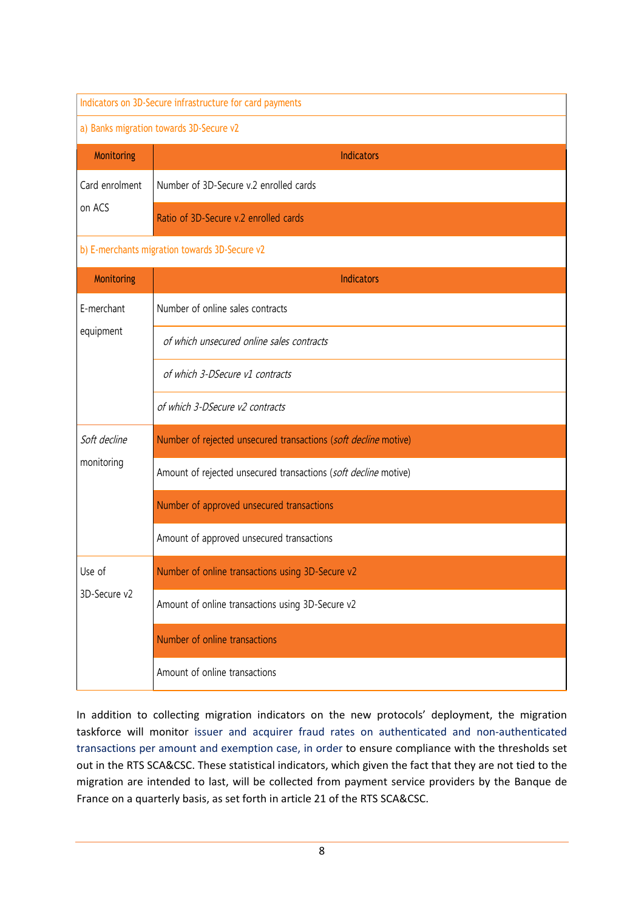Indicators on 3D-Secure infrastructure for card payments

a) Banks migration towards 3D-Secure v2

| Monitoring | Indicators |
|---|---|
| Card enrolment on ACS | Number of 3D-Secure v.2 enrolled cards |
| | Ratio of 3D-Secure v.2 enrolled cards |

b) E-merchants migration towards 3D-Secure v2

| Monitoring | Indicators |
|---|---|
| E-merchant equipment | Number of online sales contracts |
| | *of which unsecured online sales contracts* |
| | *of which 3-DSecure v1 contracts* |
| | *of which 3-DSecure v2 contracts* |
| *Soft decline* monitoring | Number of rejected unsecured transactions (*soft decline* motive) |
| | Amount of rejected unsecured transactions (*soft decline* motive) |
| | Number of approved unsecured transactions |
| | Amount of approved unsecured transactions |
| Use of 3D-Secure v2 | Number of online transactions using 3D-Secure v2 |
| | Amount of online transactions using 3D-Secure v2 |
| | Number of online transactions |
| | Amount of online transactions |

In addition to collecting migration indicators on the new protocols' deployment, the migration taskforce will monitor issuer and acquirer fraud rates on authenticated and non-authenticated transactions per amount and exemption case, in order to ensure compliance with the thresholds set out in the RTS SCA&CSC. These statistical indicators, which given the fact that they are not tied to the migration are intended to last, will be collected from payment service providers by the Banque de France on a quarterly basis, as set forth in article 21 of the RTS SCA&CSC.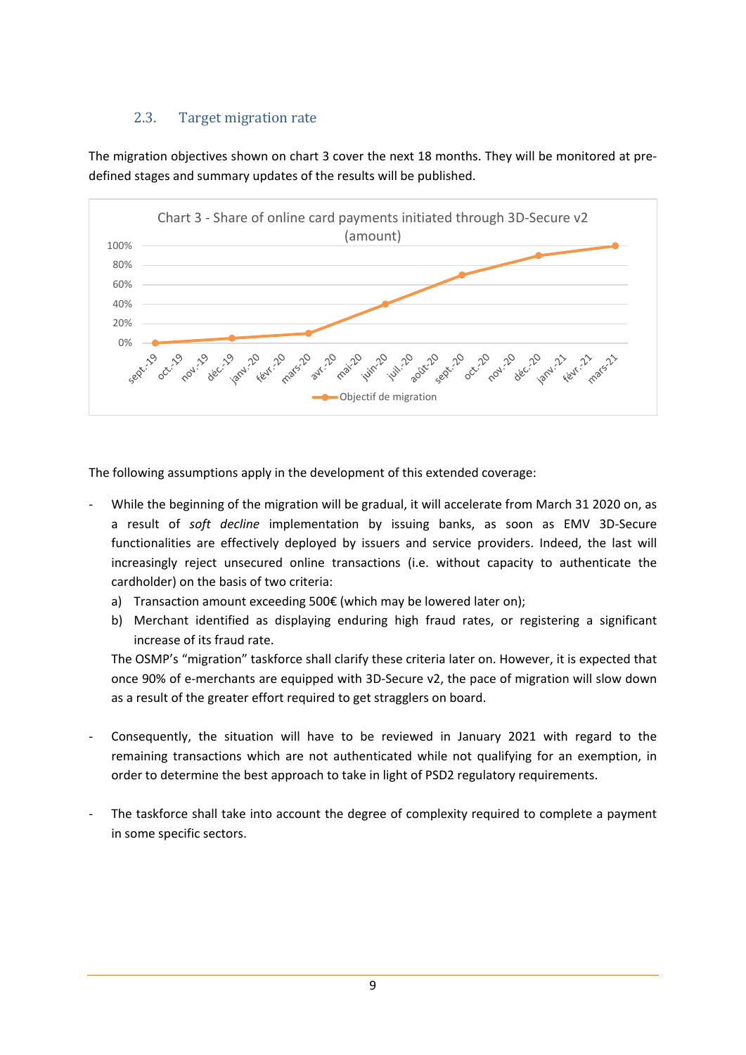### 2.3. Target migration rate

The migration objectives shown on chart 3 cover the next 18 months. They will be monitored at pre-defined stages and summary updates of the results will be published.

Chart 3 - Share of online card payments initiated through 3D-Secure v2 (amount)

100%
80%
60%
40%
20%
0%

sept.-19, oct.-19, nov.-19, déc.-19, janv.-20, févr.-20, mars-20, avr.-20, mai-20, juin-20, juil.-20, août-20, sept.-20, oct.-20, nov.-20, déc.-20, janv.-21, févr.-21, mars-21

Objectif de migration

The following assumptions apply in the development of this extended coverage:

- While the beginning of the migration will be gradual, it will accelerate from March 31 2020 on, as a result of *soft decline* implementation by issuing banks, as soon as EMV 3D-Secure functionalities are effectively deployed by issuers and service providers. Indeed, the last will increasingly reject unsecured online transactions (i.e. without capacity to authenticate the cardholder) on the basis of two criteria:
  a) Transaction amount exceeding 500€ (which may be lowered later on);
  b) Merchant identified as displaying enduring high fraud rates, or registering a significant increase of its fraud rate.

  The OSMP's "migration" taskforce shall clarify these criteria later on. However, it is expected that once 90% of e-merchants are equipped with 3D-Secure v2, the pace of migration will slow down as a result of the greater effort required to get stragglers on board.

- Consequently, the situation will have to be reviewed in January 2021 with regard to the remaining transactions which are not authenticated while not qualifying for an exemption, in order to determine the best approach to take in light of PSD2 regulatory requirements.

- The taskforce shall take into account the degree of complexity required to complete a payment in some specific sectors.